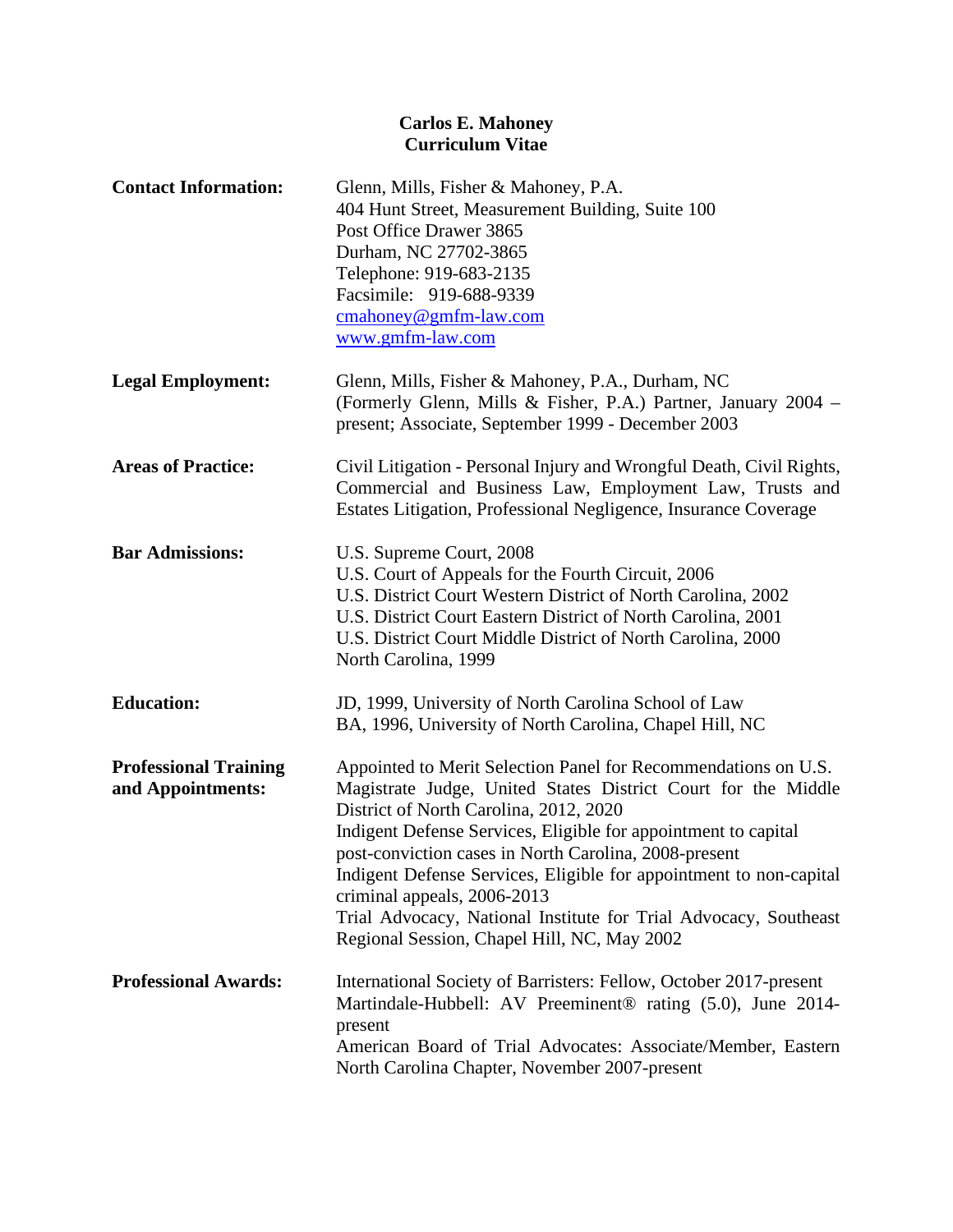# Carlos E. Mahoney
## Curriculum Vitae

**Contact Information:**

Glenn, Mills, Fisher & Mahoney, P.A.
404 Hunt Street, Measurement Building, Suite 100
Post Office Drawer 3865
Durham, NC 27702-3865
Telephone: 919-683-2135
Facsimile: 919-688-9339
cmahoney@gmfm-law.com
www.gmfm-law.com

**Legal Employment:**

Glenn, Mills, Fisher & Mahoney, P.A., Durham, NC
(Formerly Glenn, Mills & Fisher, P.A.) Partner, January 2004 – present; Associate, September 1999 - December 2003

**Areas of Practice:**

Civil Litigation - Personal Injury and Wrongful Death, Civil Rights, Commercial and Business Law, Employment Law, Trusts and Estates Litigation, Professional Negligence, Insurance Coverage

**Bar Admissions:**

U.S. Supreme Court, 2008
U.S. Court of Appeals for the Fourth Circuit, 2006
U.S. District Court Western District of North Carolina, 2002
U.S. District Court Eastern District of North Carolina, 2001
U.S. District Court Middle District of North Carolina, 2000
North Carolina, 1999

**Education:**

JD, 1999, University of North Carolina School of Law
BA, 1996, University of North Carolina, Chapel Hill, NC

**Professional Training and Appointments:**

Appointed to Merit Selection Panel for Recommendations on U.S. Magistrate Judge, United States District Court for the Middle District of North Carolina, 2012, 2020
Indigent Defense Services, Eligible for appointment to capital post-conviction cases in North Carolina, 2008-present
Indigent Defense Services, Eligible for appointment to non-capital criminal appeals, 2006-2013
Trial Advocacy, National Institute for Trial Advocacy, Southeast Regional Session, Chapel Hill, NC, May 2002

**Professional Awards:**

International Society of Barristers: Fellow, October 2017-present
Martindale-Hubbell: AV Preeminent® rating (5.0), June 2014-present
American Board of Trial Advocates: Associate/Member, Eastern North Carolina Chapter, November 2007-present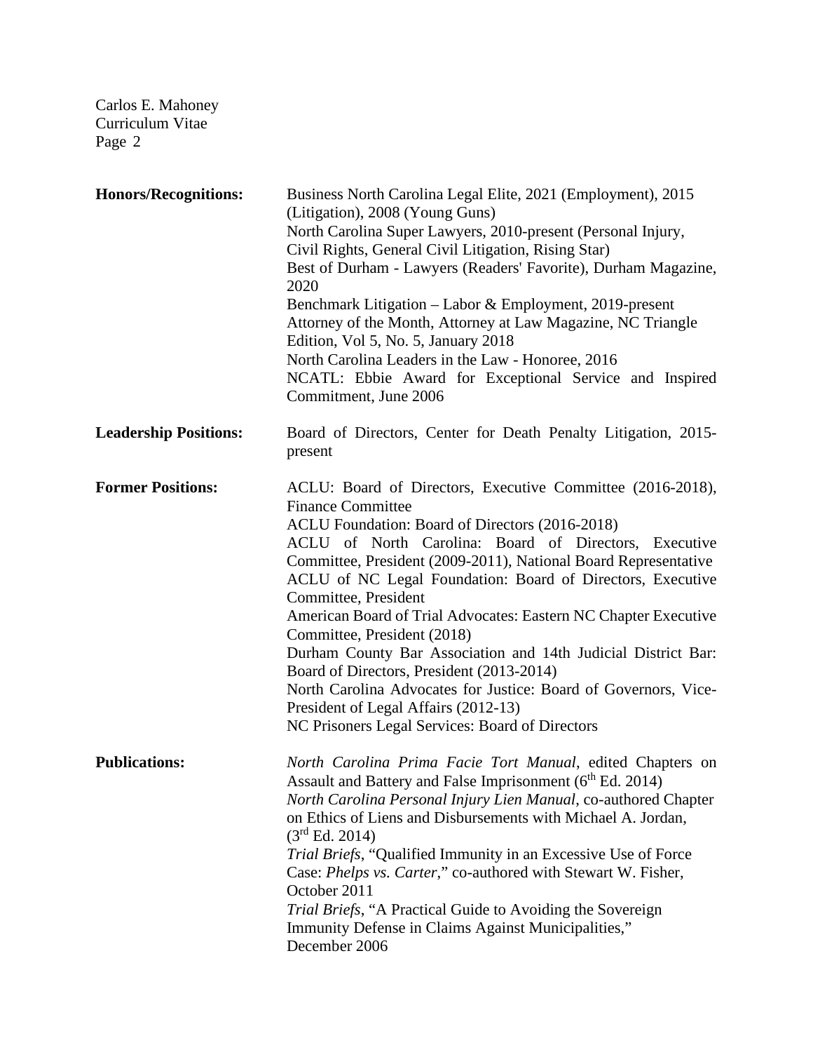**Honors/Recognitions:**

Business North Carolina Legal Elite, 2021 (Employment), 2015 (Litigation), 2008 (Young Guns)
North Carolina Super Lawyers, 2010-present (Personal Injury, Civil Rights, General Civil Litigation, Rising Star)
Best of Durham - Lawyers (Readers' Favorite), Durham Magazine, 2020
Benchmark Litigation – Labor & Employment, 2019-present
Attorney of the Month, Attorney at Law Magazine, NC Triangle Edition, Vol 5, No. 5, January 2018
North Carolina Leaders in the Law - Honoree, 2016
NCATL: Ebbie Award for Exceptional Service and Inspired Commitment, June 2006

**Leadership Positions:**

Board of Directors, Center for Death Penalty Litigation, 2015-present

**Former Positions:**

ACLU: Board of Directors, Executive Committee (2016-2018), Finance Committee
ACLU Foundation: Board of Directors (2016-2018)
ACLU of North Carolina: Board of Directors, Executive Committee, President (2009-2011), National Board Representative
ACLU of NC Legal Foundation: Board of Directors, Executive Committee, President
American Board of Trial Advocates: Eastern NC Chapter Executive Committee, President (2018)
Durham County Bar Association and 14th Judicial District Bar: Board of Directors, President (2013-2014)
North Carolina Advocates for Justice: Board of Governors, Vice-President of Legal Affairs (2012-13)
NC Prisoners Legal Services: Board of Directors

**Publications:**

*North Carolina Prima Facie Tort Manual*, edited Chapters on Assault and Battery and False Imprisonment (6th Ed. 2014)
*North Carolina Personal Injury Lien Manual*, co-authored Chapter on Ethics of Liens and Disbursements with Michael A. Jordan, (3rd Ed. 2014)
*Trial Briefs*, "Qualified Immunity in an Excessive Use of Force Case: *Phelps vs. Carter*," co-authored with Stewart W. Fisher, October 2011
*Trial Briefs*, "A Practical Guide to Avoiding the Sovereign Immunity Defense in Claims Against Municipalities," December 2006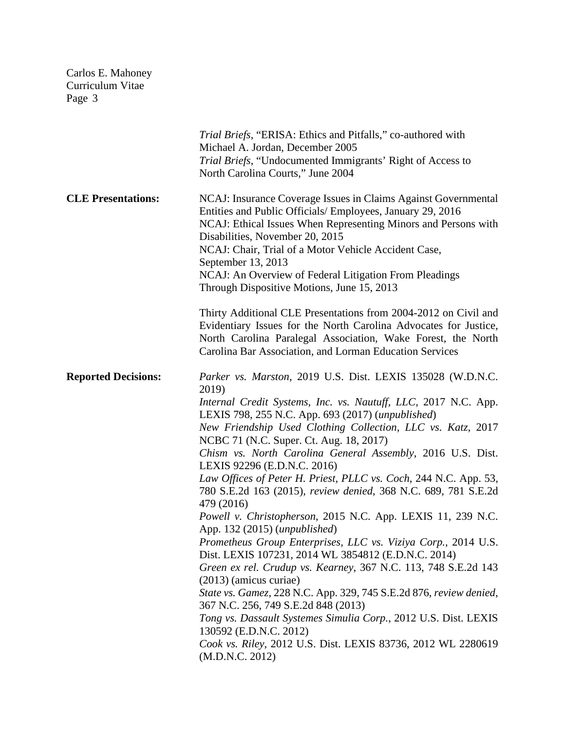*Trial Briefs*, "ERISA: Ethics and Pitfalls," co-authored with Michael A. Jordan, December 2005
*Trial Briefs*, "Undocumented Immigrants' Right of Access to North Carolina Courts," June 2004

**CLE Presentations:**

NCAJ: Insurance Coverage Issues in Claims Against Governmental Entities and Public Officials/ Employees, January 29, 2016
NCAJ: Ethical Issues When Representing Minors and Persons with Disabilities, November 20, 2015
NCAJ: Chair, Trial of a Motor Vehicle Accident Case, September 13, 2013
NCAJ: An Overview of Federal Litigation From Pleadings Through Dispositive Motions, June 15, 2013

Thirty Additional CLE Presentations from 2004-2012 on Civil and Evidentiary Issues for the North Carolina Advocates for Justice, North Carolina Paralegal Association, Wake Forest, the North Carolina Bar Association, and Lorman Education Services

**Reported Decisions:**

*Parker vs. Marston*, 2019 U.S. Dist. LEXIS 135028 (W.D.N.C. 2019)
*Internal Credit Systems, Inc. vs. Nautuff, LLC*, 2017 N.C. App. LEXIS 798, 255 N.C. App. 693 (2017) (*unpublished*)
*New Friendship Used Clothing Collection, LLC vs. Katz*, 2017 NCBC 71 (N.C. Super. Ct. Aug. 18, 2017)
*Chism vs. North Carolina General Assembly*, 2016 U.S. Dist. LEXIS 92296 (E.D.N.C. 2016)
*Law Offices of Peter H. Priest, PLLC vs. Coch*, 244 N.C. App. 53, 780 S.E.2d 163 (2015), *review denied*, 368 N.C. 689, 781 S.E.2d 479 (2016)
*Powell v. Christopherson*, 2015 N.C. App. LEXIS 11, 239 N.C. App. 132 (2015) (*unpublished*)
*Prometheus Group Enterprises, LLC vs. Viziya Corp.*, 2014 U.S. Dist. LEXIS 107231, 2014 WL 3854812 (E.D.N.C. 2014)
*Green ex rel. Crudup vs. Kearney*, 367 N.C. 113, 748 S.E.2d 143 (2013) (amicus curiae)
*State vs. Gamez*, 228 N.C. App. 329, 745 S.E.2d 876, *review denied*, 367 N.C. 256, 749 S.E.2d 848 (2013)
*Tong vs. Dassault Systemes Simulia Corp.*, 2012 U.S. Dist. LEXIS 130592 (E.D.N.C. 2012)
*Cook vs. Riley*, 2012 U.S. Dist. LEXIS 83736, 2012 WL 2280619 (M.D.N.C. 2012)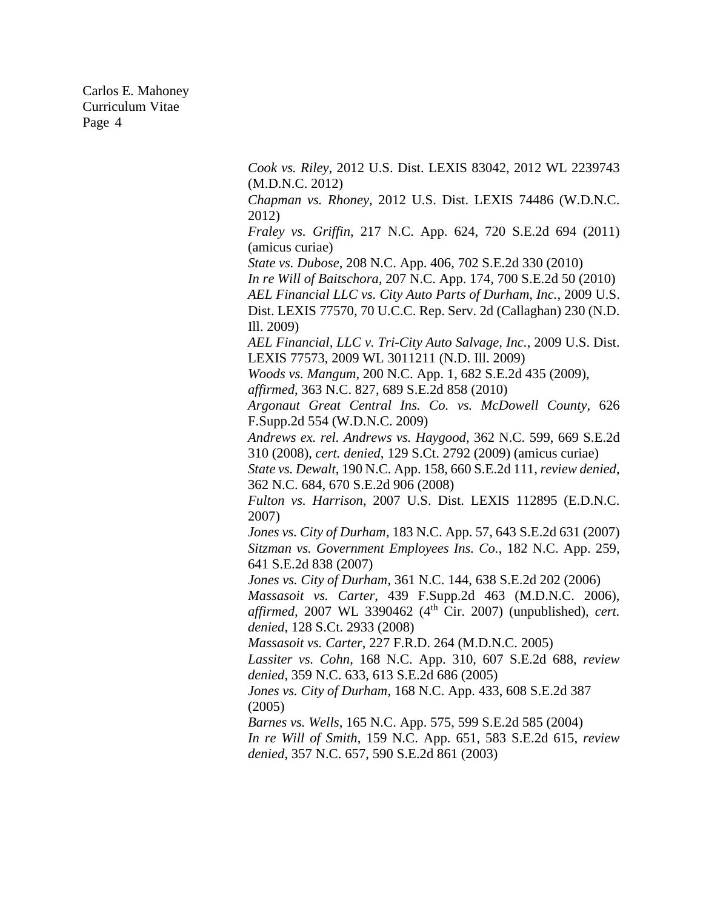*Cook vs. Riley*, 2012 U.S. Dist. LEXIS 83042, 2012 WL 2239743 (M.D.N.C. 2012)

*Chapman vs. Rhoney*, 2012 U.S. Dist. LEXIS 74486 (W.D.N.C. 2012)

*Fraley vs. Griffin*, 217 N.C. App. 624, 720 S.E.2d 694 (2011) (amicus curiae)

*State vs. Dubose*, 208 N.C. App. 406, 702 S.E.2d 330 (2010)

*In re Will of Baitschora*, 207 N.C. App. 174, 700 S.E.2d 50 (2010)

*AEL Financial LLC vs. City Auto Parts of Durham, Inc.*, 2009 U.S. Dist. LEXIS 77570, 70 U.C.C. Rep. Serv. 2d (Callaghan) 230 (N.D. Ill. 2009)

*AEL Financial, LLC v. Tri-City Auto Salvage, Inc.*, 2009 U.S. Dist. LEXIS 77573, 2009 WL 3011211 (N.D. Ill. 2009)

*Woods vs. Mangum*, 200 N.C. App. 1, 682 S.E.2d 435 (2009), *affirmed*, 363 N.C. 827, 689 S.E.2d 858 (2010)

*Argonaut Great Central Ins. Co. vs. McDowell County*, 626 F.Supp.2d 554 (W.D.N.C. 2009)

*Andrews ex. rel. Andrews vs. Haygood*, 362 N.C. 599, 669 S.E.2d 310 (2008), *cert. denied*, 129 S.Ct. 2792 (2009) (amicus curiae)

*State vs. Dewalt*, 190 N.C. App. 158, 660 S.E.2d 111, *review denied*, 362 N.C. 684, 670 S.E.2d 906 (2008)

*Fulton vs. Harrison*, 2007 U.S. Dist. LEXIS 112895 (E.D.N.C. 2007)

*Jones vs. City of Durham*, 183 N.C. App. 57, 643 S.E.2d 631 (2007)

*Sitzman vs. Government Employees Ins. Co.*, 182 N.C. App. 259, 641 S.E.2d 838 (2007)

*Jones vs. City of Durham*, 361 N.C. 144, 638 S.E.2d 202 (2006)

*Massasoit vs. Carter*, 439 F.Supp.2d 463 (M.D.N.C. 2006), *affirmed*, 2007 WL 3390462 (4th Cir. 2007) (unpublished), *cert. denied*, 128 S.Ct. 2933 (2008)

*Massasoit vs. Carter*, 227 F.R.D. 264 (M.D.N.C. 2005)

*Lassiter vs. Cohn*, 168 N.C. App. 310, 607 S.E.2d 688, *review denied*, 359 N.C. 633, 613 S.E.2d 686 (2005)

*Jones vs. City of Durham*, 168 N.C. App. 433, 608 S.E.2d 387 (2005)

*Barnes vs. Wells*, 165 N.C. App. 575, 599 S.E.2d 585 (2004)

*In re Will of Smith*, 159 N.C. App. 651, 583 S.E.2d 615, *review denied*, 357 N.C. 657, 590 S.E.2d 861 (2003)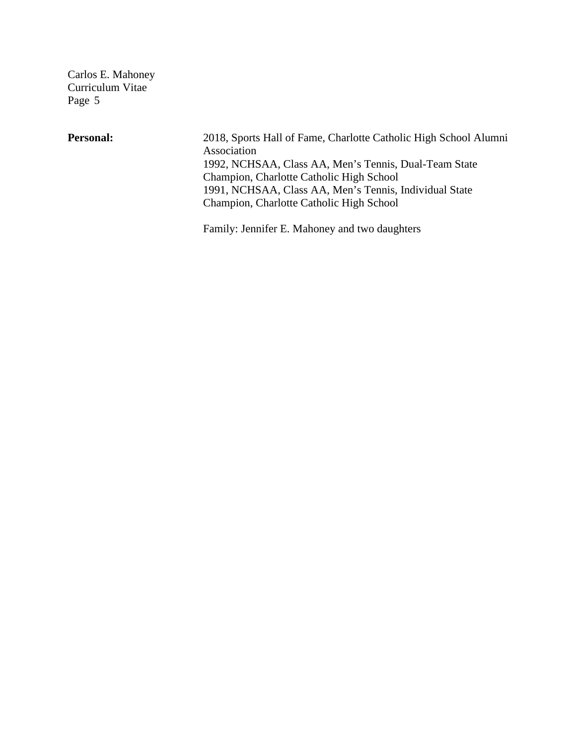**Personal:**

2018, Sports Hall of Fame, Charlotte Catholic High School Alumni Association
1992, NCHSAA, Class AA, Men's Tennis, Dual-Team State Champion, Charlotte Catholic High School
1991, NCHSAA, Class AA, Men's Tennis, Individual State Champion, Charlotte Catholic High School

Family: Jennifer E. Mahoney and two daughters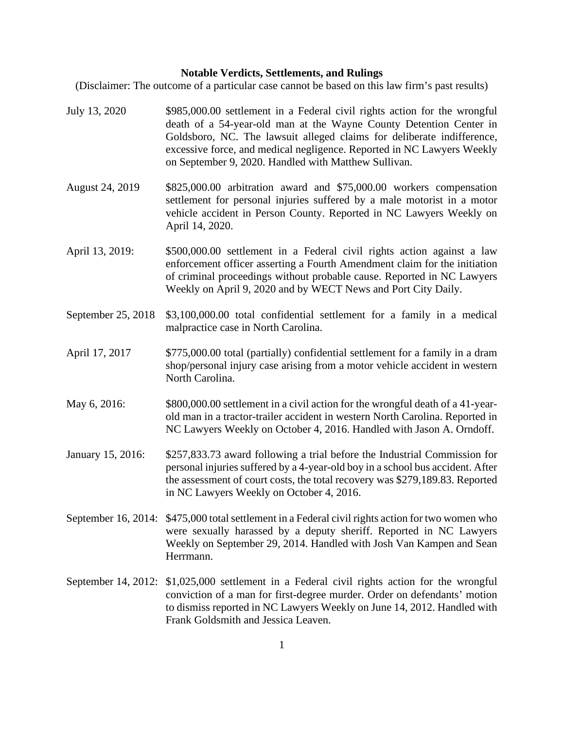**Notable Verdicts, Settlements, and Rulings**

(Disclaimer: The outcome of a particular case cannot be based on this law firm's past results)

July 13, 2020 — $985,000.00 settlement in a Federal civil rights action for the wrongful death of a 54-year-old man at the Wayne County Detention Center in Goldsboro, NC. The lawsuit alleged claims for deliberate indifference, excessive force, and medical negligence. Reported in NC Lawyers Weekly on September 9, 2020. Handled with Matthew Sullivan.

August 24, 2019 — $825,000.00 arbitration award and $75,000.00 workers compensation settlement for personal injuries suffered by a male motorist in a motor vehicle accident in Person County. Reported in NC Lawyers Weekly on April 14, 2020.

April 13, 2019: — $500,000.00 settlement in a Federal civil rights action against a law enforcement officer asserting a Fourth Amendment claim for the initiation of criminal proceedings without probable cause. Reported in NC Lawyers Weekly on April 9, 2020 and by WECT News and Port City Daily.

September 25, 2018 — $3,100,000.00 total confidential settlement for a family in a medical malpractice case in North Carolina.

April 17, 2017 — $775,000.00 total (partially) confidential settlement for a family in a dram shop/personal injury case arising from a motor vehicle accident in western North Carolina.

May 6, 2016: — $800,000.00 settlement in a civil action for the wrongful death of a 41-year-old man in a tractor-trailer accident in western North Carolina. Reported in NC Lawyers Weekly on October 4, 2016. Handled with Jason A. Orndoff.

January 15, 2016: — $257,833.73 award following a trial before the Industrial Commission for personal injuries suffered by a 4-year-old boy in a school bus accident. After the assessment of court costs, the total recovery was $279,189.83. Reported in NC Lawyers Weekly on October 4, 2016.

September 16, 2014: — $475,000 total settlement in a Federal civil rights action for two women who were sexually harassed by a deputy sheriff. Reported in NC Lawyers Weekly on September 29, 2014. Handled with Josh Van Kampen and Sean Herrmann.

September 14, 2012: — $1,025,000 settlement in a Federal civil rights action for the wrongful conviction of a man for first-degree murder. Order on defendants' motion to dismiss reported in NC Lawyers Weekly on June 14, 2012. Handled with Frank Goldsmith and Jessica Leaven.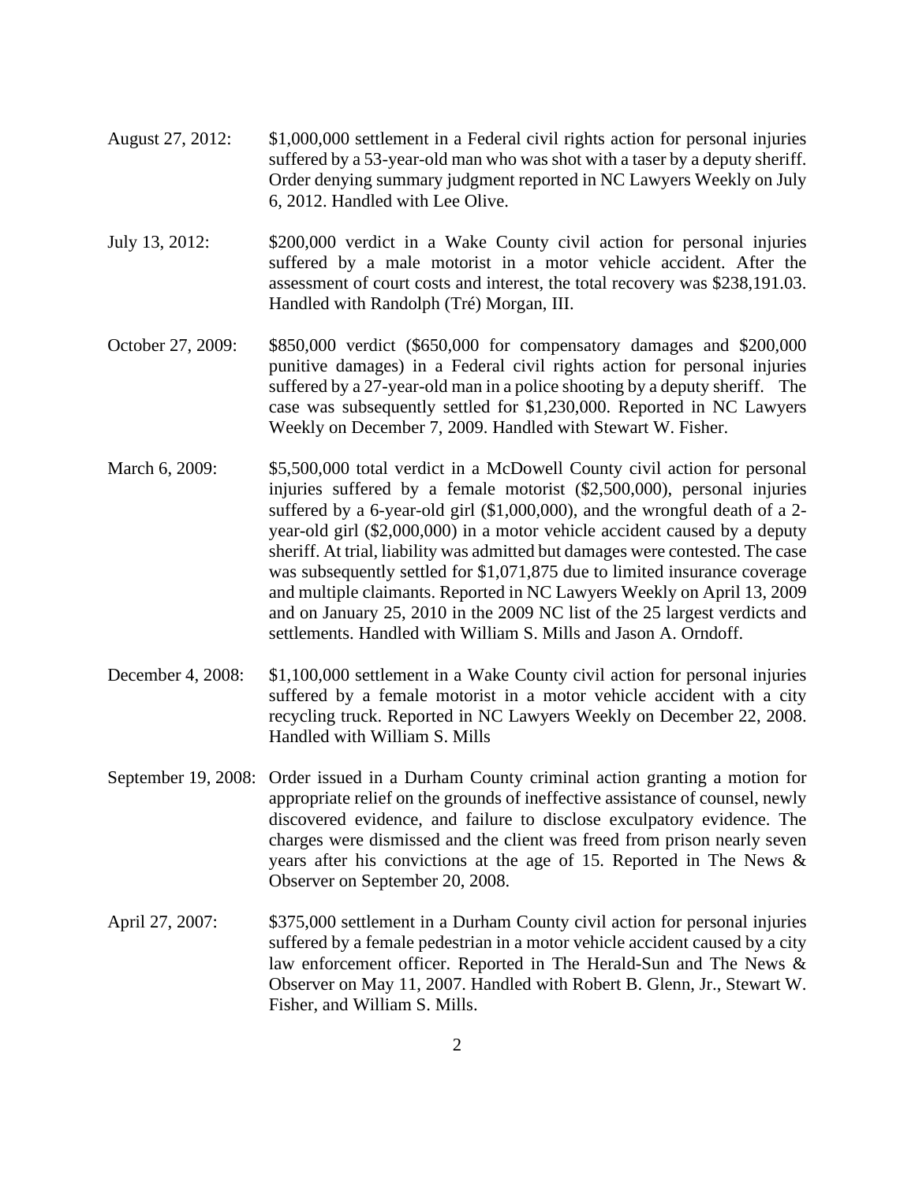August 27, 2012: $1,000,000 settlement in a Federal civil rights action for personal injuries suffered by a 53-year-old man who was shot with a taser by a deputy sheriff. Order denying summary judgment reported in NC Lawyers Weekly on July 6, 2012. Handled with Lee Olive.

July 13, 2012: $200,000 verdict in a Wake County civil action for personal injuries suffered by a male motorist in a motor vehicle accident. After the assessment of court costs and interest, the total recovery was $238,191.03. Handled with Randolph (Tré) Morgan, III.

October 27, 2009: $850,000 verdict ($650,000 for compensatory damages and $200,000 punitive damages) in a Federal civil rights action for personal injuries suffered by a 27-year-old man in a police shooting by a deputy sheriff. The case was subsequently settled for $1,230,000. Reported in NC Lawyers Weekly on December 7, 2009. Handled with Stewart W. Fisher.

March 6, 2009: $5,500,000 total verdict in a McDowell County civil action for personal injuries suffered by a female motorist ($2,500,000), personal injuries suffered by a 6-year-old girl ($1,000,000), and the wrongful death of a 2-year-old girl ($2,000,000) in a motor vehicle accident caused by a deputy sheriff. At trial, liability was admitted but damages were contested. The case was subsequently settled for $1,071,875 due to limited insurance coverage and multiple claimants. Reported in NC Lawyers Weekly on April 13, 2009 and on January 25, 2010 in the 2009 NC list of the 25 largest verdicts and settlements. Handled with William S. Mills and Jason A. Orndoff.

December 4, 2008: $1,100,000 settlement in a Wake County civil action for personal injuries suffered by a female motorist in a motor vehicle accident with a city recycling truck. Reported in NC Lawyers Weekly on December 22, 2008. Handled with William S. Mills

September 19, 2008: Order issued in a Durham County criminal action granting a motion for appropriate relief on the grounds of ineffective assistance of counsel, newly discovered evidence, and failure to disclose exculpatory evidence. The charges were dismissed and the client was freed from prison nearly seven years after his convictions at the age of 15. Reported in The News & Observer on September 20, 2008.

April 27, 2007: $375,000 settlement in a Durham County civil action for personal injuries suffered by a female pedestrian in a motor vehicle accident caused by a city law enforcement officer. Reported in The Herald-Sun and The News & Observer on May 11, 2007. Handled with Robert B. Glenn, Jr., Stewart W. Fisher, and William S. Mills.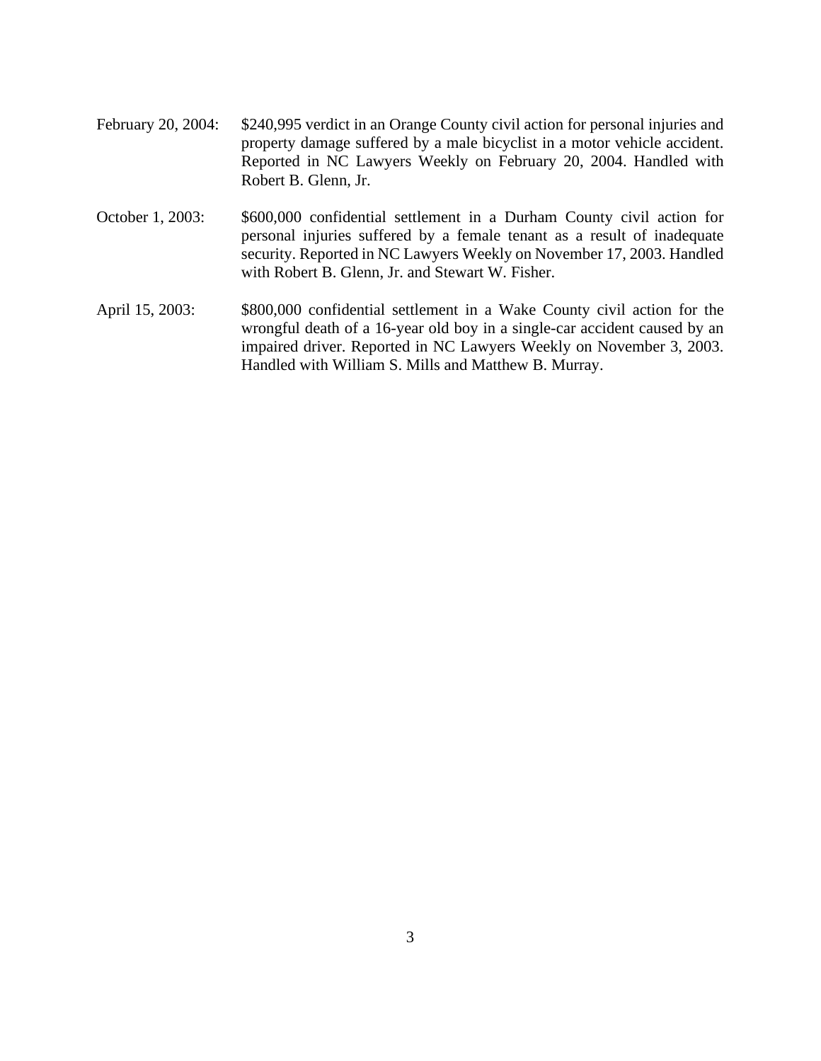February 20, 2004: $240,995 verdict in an Orange County civil action for personal injuries and property damage suffered by a male bicyclist in a motor vehicle accident. Reported in NC Lawyers Weekly on February 20, 2004. Handled with Robert B. Glenn, Jr.

October 1, 2003: $600,000 confidential settlement in a Durham County civil action for personal injuries suffered by a female tenant as a result of inadequate security. Reported in NC Lawyers Weekly on November 17, 2003. Handled with Robert B. Glenn, Jr. and Stewart W. Fisher.

April 15, 2003: $800,000 confidential settlement in a Wake County civil action for the wrongful death of a 16-year old boy in a single-car accident caused by an impaired driver. Reported in NC Lawyers Weekly on November 3, 2003. Handled with William S. Mills and Matthew B. Murray.